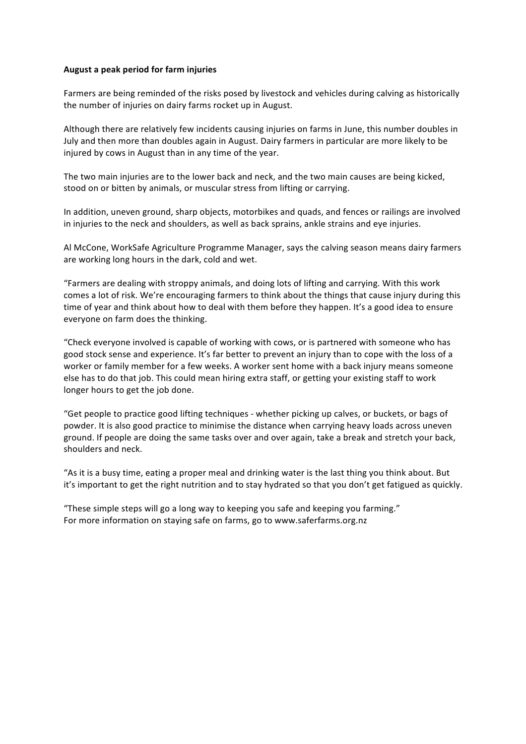**August a peak period for farm injuries**

Farmers are being reminded of the risks posed by livestock and vehicles during calving as historically the number of injuries on dairy farms rocket up in August.

Although there are relatively few incidents causing injuries on farms in June, this number doubles in July and then more than doubles again in August. Dairy farmers in particular are more likely to be injured by cows in August than in any time of the year.

The two main injuries are to the lower back and neck, and the two main causes are being kicked, stood on or bitten by animals, or muscular stress from lifting or carrying.

In addition, uneven ground, sharp objects, motorbikes and quads, and fences or railings are involved in injuries to the neck and shoulders, as well as back sprains, ankle strains and eye injuries.

Al McCone, WorkSafe Agriculture Programme Manager, says the calving season means dairy farmers are working long hours in the dark, cold and wet.

"Farmers are dealing with stroppy animals, and doing lots of lifting and carrying. With this work comes a lot of risk. We're encouraging farmers to think about the things that cause injury during this time of year and think about how to deal with them before they happen. It's a good idea to ensure everyone on farm does the thinking.

"Check everyone involved is capable of working with cows, or is partnered with someone who has good stock sense and experience. It's far better to prevent an injury than to cope with the loss of a worker or family member for a few weeks. A worker sent home with a back injury means someone else has to do that job. This could mean hiring extra staff, or getting your existing staff to work longer hours to get the job done.

"Get people to practice good lifting techniques - whether picking up calves, or buckets, or bags of powder. It is also good practice to minimise the distance when carrying heavy loads across uneven ground. If people are doing the same tasks over and over again, take a break and stretch your back, shoulders and neck.

"As it is a busy time, eating a proper meal and drinking water is the last thing you think about. But it's important to get the right nutrition and to stay hydrated so that you don't get fatigued as quickly.

"These simple steps will go a long way to keeping you safe and keeping you farming."
For more information on staying safe on farms, go to www.saferfarms.org.nz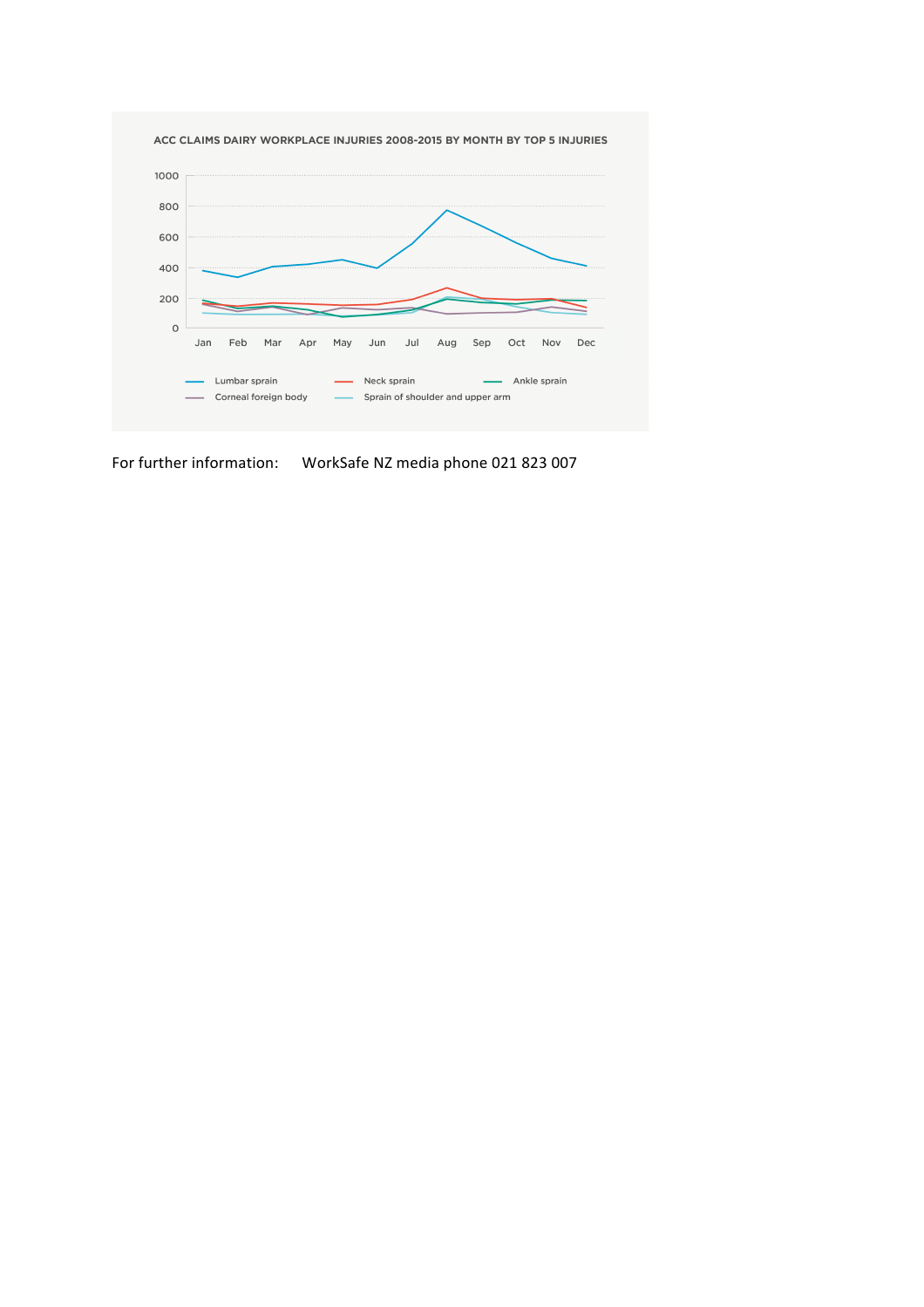ACC CLAIMS DAIRY WORKPLACE INJURIES 2008-2015 BY MONTH BY TOP 5 INJURIES

1000
800
600
400
200
0

Jan Feb Mar Apr May Jun Jul Aug Sep Oct Nov Dec

Lumbar sprain
Neck sprain
Ankle sprain
Corneal foreign body
Sprain of shoulder and upper arm

For further information: WorkSafe NZ media phone 021 823 007